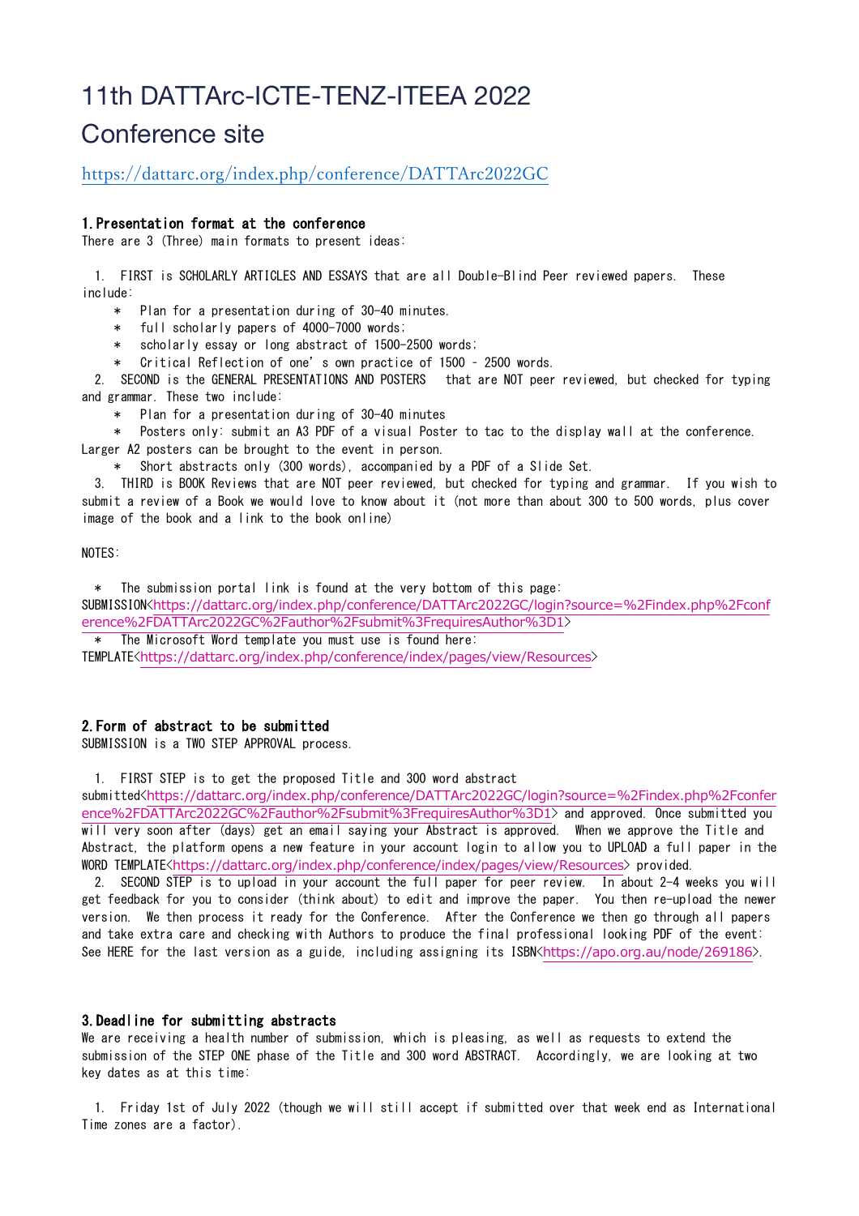# 11th DATTArc-ICTE-TENZ-ITEEA 2022

# Conference site

https://dattarc.org/index.php/conference/DATTArc2022GC

### 1. Presentation format at the conference

There are 3 (Three) main formats to present ideas:

1. FIRST is SCHOLARLY ARTICLES AND ESSAYS that are all Double-Blind Peer reviewed papers. These include:
   * Plan for a presentation during of 30-40 minutes.
   * full scholarly papers of 4000-7000 words;
   * scholarly essay or long abstract of 1500-2500 words;
   * Critical Reflection of one's own practice of 1500 - 2500 words.
2. SECOND is the GENERAL PRESENTATIONS AND POSTERS that are NOT peer reviewed, but checked for typing and grammar. These two include:
   * Plan for a presentation during of 30-40 minutes
   * Posters only: submit an A3 PDF of a visual Poster to tac to the display wall at the conference. Larger A2 posters can be brought to the event in person.
   * Short abstracts only (300 words), accompanied by a PDF of a Slide Set.
3. THIRD is BOOK Reviews that are NOT peer reviewed, but checked for typing and grammar. If you wish to submit a review of a Book we would love to know about it (not more than about 300 to 500 words, plus cover image of the book and a link to the book online)

NOTES:

* The submission portal link is found at the very bottom of this page: SUBMISSION<https://dattarc.org/index.php/conference/DATTArc2022GC/login?source=%2Findex.php%2Fconference%2FDATTArc2022GC%2Fauthor%2Fsubmit%3FrequiresAuthor%3D1>
* The Microsoft Word template you must use is found here: TEMPLATE<https://dattarc.org/index.php/conference/index/pages/view/Resources>

### 2. Form of abstract to be submitted

SUBMISSION is a TWO STEP APPROVAL process.

1. FIRST STEP is to get the proposed Title and 300 word abstract submitted<https://dattarc.org/index.php/conference/DATTArc2022GC/login?source=%2Findex.php%2Fconference%2FDATTArc2022GC%2Fauthor%2Fsubmit%3FrequiresAuthor%3D1> and approved. Once submitted you will very soon after (days) get an email saying your Abstract is approved. When we approve the Title and Abstract, the platform opens a new feature in your account login to allow you to UPLOAD a full paper in the WORD TEMPLATE<https://dattarc.org/index.php/conference/index/pages/view/Resources> provided.
2. SECOND STEP is to upload in your account the full paper for peer review. In about 2-4 weeks you will get feedback for you to consider (think about) to edit and improve the paper. You then re-upload the newer version. We then process it ready for the Conference. After the Conference we then go through all papers and take extra care and checking with Authors to produce the final professional looking PDF of the event: See HERE for the last version as a guide, including assigning its ISBN<https://apo.org.au/node/269186>.

### 3. Deadline for submitting abstracts

We are receiving a health number of submission, which is pleasing, as well as requests to extend the submission of the STEP ONE phase of the Title and 300 word ABSTRACT. Accordingly, we are looking at two key dates as at this time:

1. Friday 1st of July 2022 (though we will still accept if submitted over that week end as International Time zones are a factor).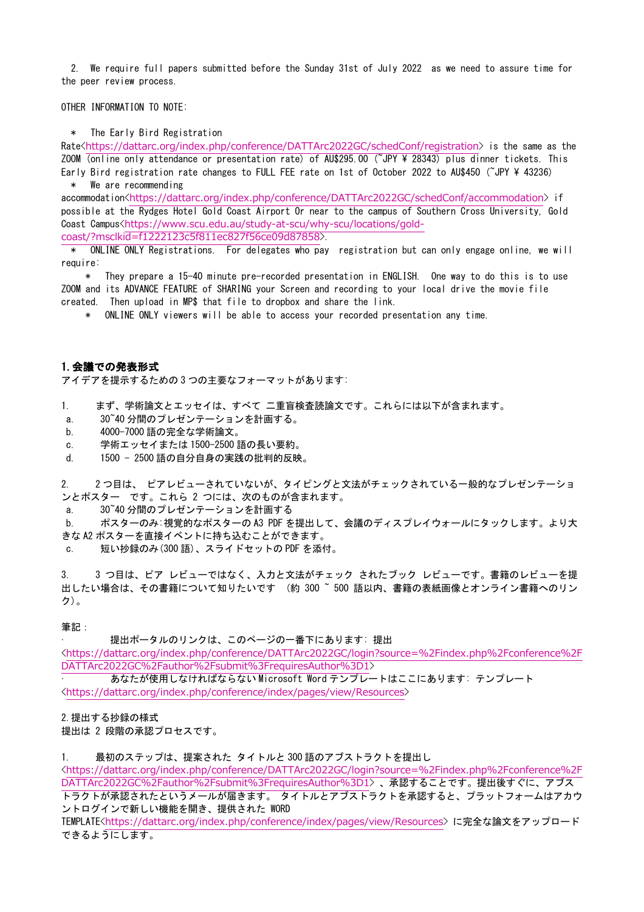2. We require full papers submitted before the Sunday 31st of July 2022 as we need to assure time for the peer review process.

OTHER INFORMATION TO NOTE:

* The Early Bird Registration Rate<https://dattarc.org/index.php/conference/DATTArc2022GC/schedConf/registration> is the same as the ZOOM (online only attendance or presentation rate) of AU$295.00 (~JPY ¥ 28343) plus dinner tickets. This Early Bird registration rate changes to FULL FEE rate on 1st of October 2022 to AU$450 (~JPY ¥ 43236)
* We are recommending accommodation<https://dattarc.org/index.php/conference/DATTArc2022GC/schedConf/accommodation> if possible at the Rydges Hotel Gold Coast Airport Or near to the campus of Southern Cross University, Gold Coast Campus<https://www.scu.edu.au/study-at-scu/why-scu/locations/gold-coast/?msclkid=f1222123c5f811ec827f56ce09d87858>.
* ONLINE ONLY Registrations. For delegates who pay registration but can only engage online, we will require:
  * They prepare a 15-40 minute pre-recorded presentation in ENGLISH. One way to do this is to use ZOOM and its ADVANCE FEATURE of SHARING your Screen and recording to your local drive the movie file created. Then upload in MP$ that file to dropbox and share the link.
  * ONLINE ONLY viewers will be able to access your recorded presentation any time.

## 1. 会議での発表形式

アイデアを提示するための 3 つの主要なフォーマットがあります:

1. まず、学術論文とエッセイは、すべて 二重盲検査読論文です。これらには以下が含まれます。
   a. 30~40 分間のプレゼンテーションを計画する。
   b. 4000-7000 語の完全な学術論文。
   c. 学術エッセイまたは 1500-2500 語の長い要約。
   d. 1500 - 2500 語の自分自身の実践の批判的反映。

2. 2 つ目は、 ピアレビューされていないが、タイピングと文法がチェックされている一般的なプレゼンテーションとポスター です。これら 2 つには、次のものが含まれます。
   a. 30~40 分間のプレゼンテーションを計画する
   b. ポスターのみ:視覚的なポスターの A3 PDF を提出して、会議のディスプレイウォールにタックします。より大きな A2 ポスターを直接イベントに持ち込むことができます。
   c. 短い抄録のみ(300 語)、スライドセットの PDF を添付。

3. 3 つ目は、ピア レビューではなく、入力と文法がチェック されたブック レビューです。書籍のレビューを提出したい場合は、その書籍について知りたいです (約 300 ~ 500 語以内、書籍の表紙画像とオンライン書籍へのリンク)。

筆記：

· 提出ポータルのリンクは、このページの一番下にあります: 提出 <https://dattarc.org/index.php/conference/DATTArc2022GC/login?source=%2Findex.php%2Fconference%2FDATTArc2022GC%2Fauthor%2Fsubmit%3FrequiresAuthor%3D1>

· あなたが使用しなければならない Microsoft Word テンプレートはここにあります: テンプレート <https://dattarc.org/index.php/conference/index/pages/view/Resources>

2. 提出する抄録の様式

提出は 2 段階の承認プロセスです。

1. 最初のステップは、提案された タイトルと 300 語のアブストラクトを提出し <https://dattarc.org/index.php/conference/DATTArc2022GC/login?source=%2Findex.php%2Fconference%2FDATTArc2022GC%2Fauthor%2Fsubmit%3FrequiresAuthor%3D1> 、承認することです。提出後すぐに、アブストラクトが承認されたというメールが届きます。 タイトルとアブストラクトを承認すると、プラットフォームはアカウントログインで新しい機能を開き、提供された WORD TEMPLATE<https://dattarc.org/index.php/conference/index/pages/view/Resources> に完全な論文をアップロードできるようにします。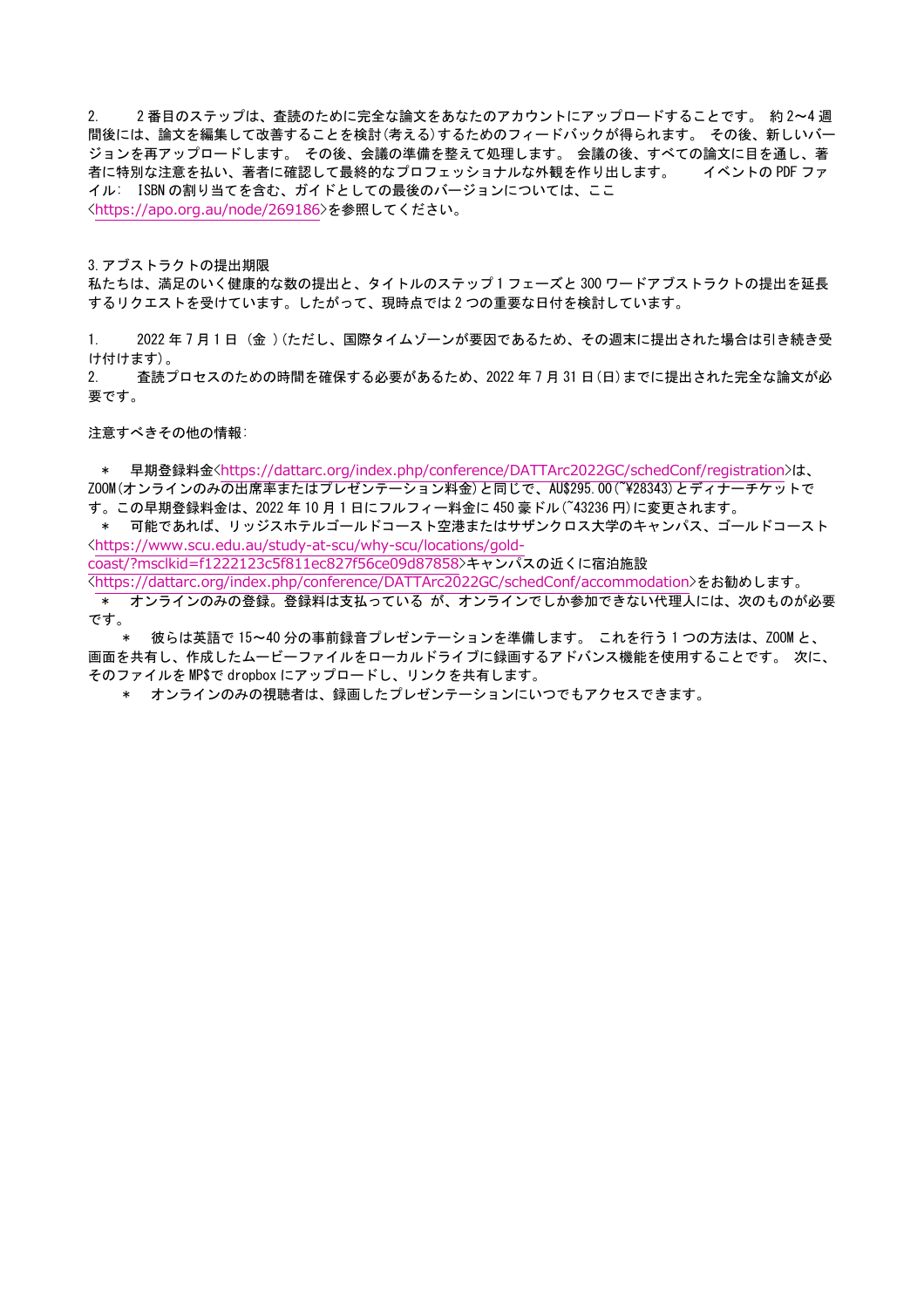2.　　2 番目のステップは、査読のために完全な論文をあなたのアカウントにアップロードすることです。 約 2〜4 週間後には、論文を編集して改善することを検討(考える)するためのフィードバックが得られます。 その後、新しいバージョンを再アップロードします。 その後、会議の準備を整えて処理します。 会議の後、すべての論文に目を通し、著者に特別な注意を払い、著者に確認して最終的なプロフェッショナルな外観を作り出します。　　イベントの PDF ファイル:　ISBN の割り当てを含む、ガイドとしての最後のバージョンについては、ここ <https://apo.org.au/node/269186>を参照してください。

3.アブストラクトの提出期限

私たちは、満足のいく健康的な数の提出と、タイトルのステップ 1 フェーズと 300 ワードアブストラクトの提出を延長するリクエストを受けています。したがって、現時点では 2 つの重要な日付を検討しています。

1.　　2022 年 7 月 1 日 (金 )(ただし、国際タイムゾーンが要因であるため、その週末に提出された場合は引き続き受け付けます)。

2.　　査読プロセスのための時間を確保する必要があるため、2022 年 7 月 31 日(日)までに提出された完全な論文が必要です。

注意すべきその他の情報:

* 早期登録料金<https://dattarc.org/index.php/conference/DATTArc2022GC/schedConf/registration>は、ZOOM(オンラインのみの出席率またはプレゼンテーション料金)と同じで、AU$295.00(~¥28343)とディナーチケットです。この早期登録料金は、2022 年 10 月 1 日にフルフィー料金に 450 豪ドル(~43236 円)に変更されます。
* 可能であれば、リッジスホテルゴールドコースト空港またはサザンクロス大学のキャンパス、ゴールドコースト <https://www.scu.edu.au/study-at-scu/why-scu/locations/gold-coast/?msclkid=f1222123c5f811ec827f56ce09d87858>キャンパスの近くに宿泊施設 <https://dattarc.org/index.php/conference/DATTArc2022GC/schedConf/accommodation>をお勧めします。
* オンラインのみの登録。登録料は支払っている が、オンラインでしか参加できない代理人には、次のものが必要です。
    * 彼らは英語で 15〜40 分の事前録音プレゼンテーションを準備します。 これを行う 1 つの方法は、ZOOM と、画面を共有し、作成したムービーファイルをローカルドライブに録画するアドバンス機能を使用することです。 次に、そのファイルを MP$で dropbox にアップロードし、リンクを共有します。
    * オンラインのみの視聴者は、録画したプレゼンテーションにいつでもアクセスできます。